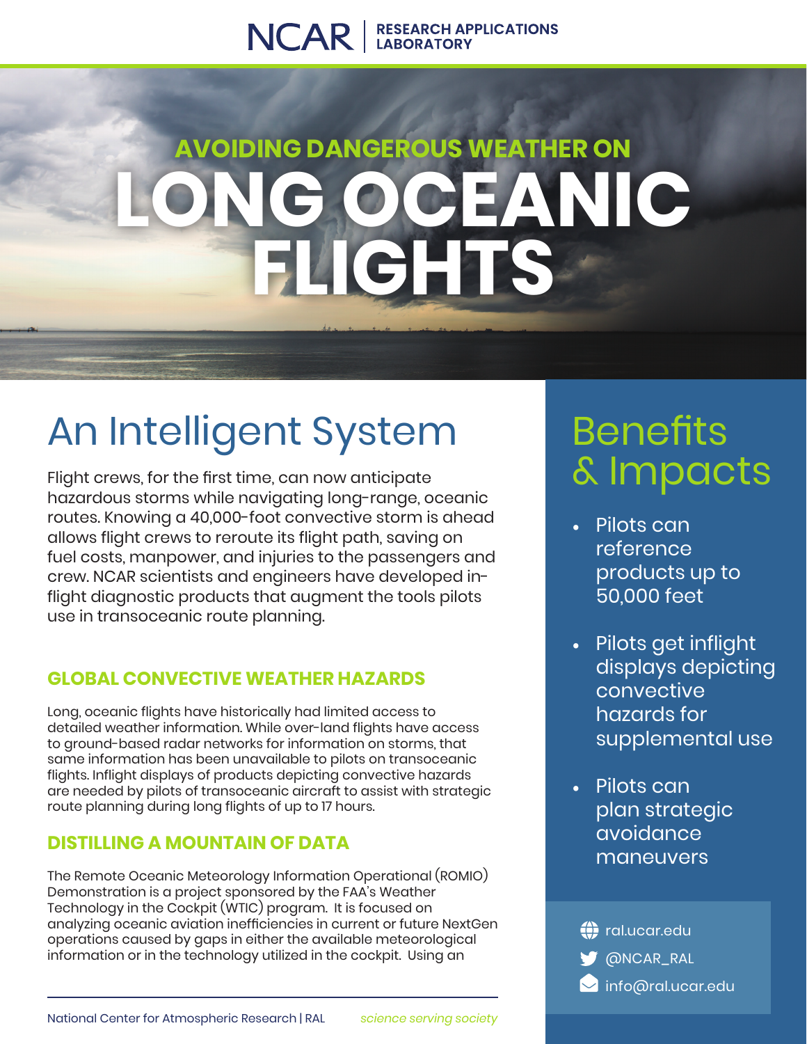NCAR | RESEARCH APPLICATIONS LABORATORY

# AVOIDING DANGEROUS WEATHER ON LONG OCEANIC FLIGHTS

## An Intelligent System

Flight crews, for the first time, can now anticipate hazardous storms while navigating long-range, oceanic routes. Knowing a 40,000-foot convective storm is ahead allows flight crews to reroute its flight path, saving on fuel costs, manpower, and injuries to the passengers and crew. NCAR scientists and engineers have developed in-flight diagnostic products that augment the tools pilots use in transoceanic route planning.

### GLOBAL CONVECTIVE WEATHER HAZARDS

Long, oceanic flights have historically had limited access to detailed weather information. While over-land flights have access to ground-based radar networks for information on storms, that same information has been unavailable to pilots on transoceanic flights. Inflight displays of products depicting convective hazards are needed by pilots of transoceanic aircraft to assist with strategic route planning during long flights of up to 17 hours.

### DISTILLING A MOUNTAIN OF DATA

The Remote Oceanic Meteorology Information Operational (ROMIO) Demonstration is a project sponsored by the FAA's Weather Technology in the Cockpit (WTIC) program. It is focused on analyzing oceanic aviation inefficiencies in current or future NextGen operations caused by gaps in either the available meteorological information or in the technology utilized in the cockpit. Using an

## Benefits & Impacts

- Pilots can reference products up to 50,000 feet
- Pilots get inflight displays depicting convective hazards for supplemental use
- Pilots can plan strategic avoidance maneuvers

ral.ucar.edu
@NCAR_RAL
info@ral.ucar.edu

National Center for Atmospheric Research | RAL *science serving society*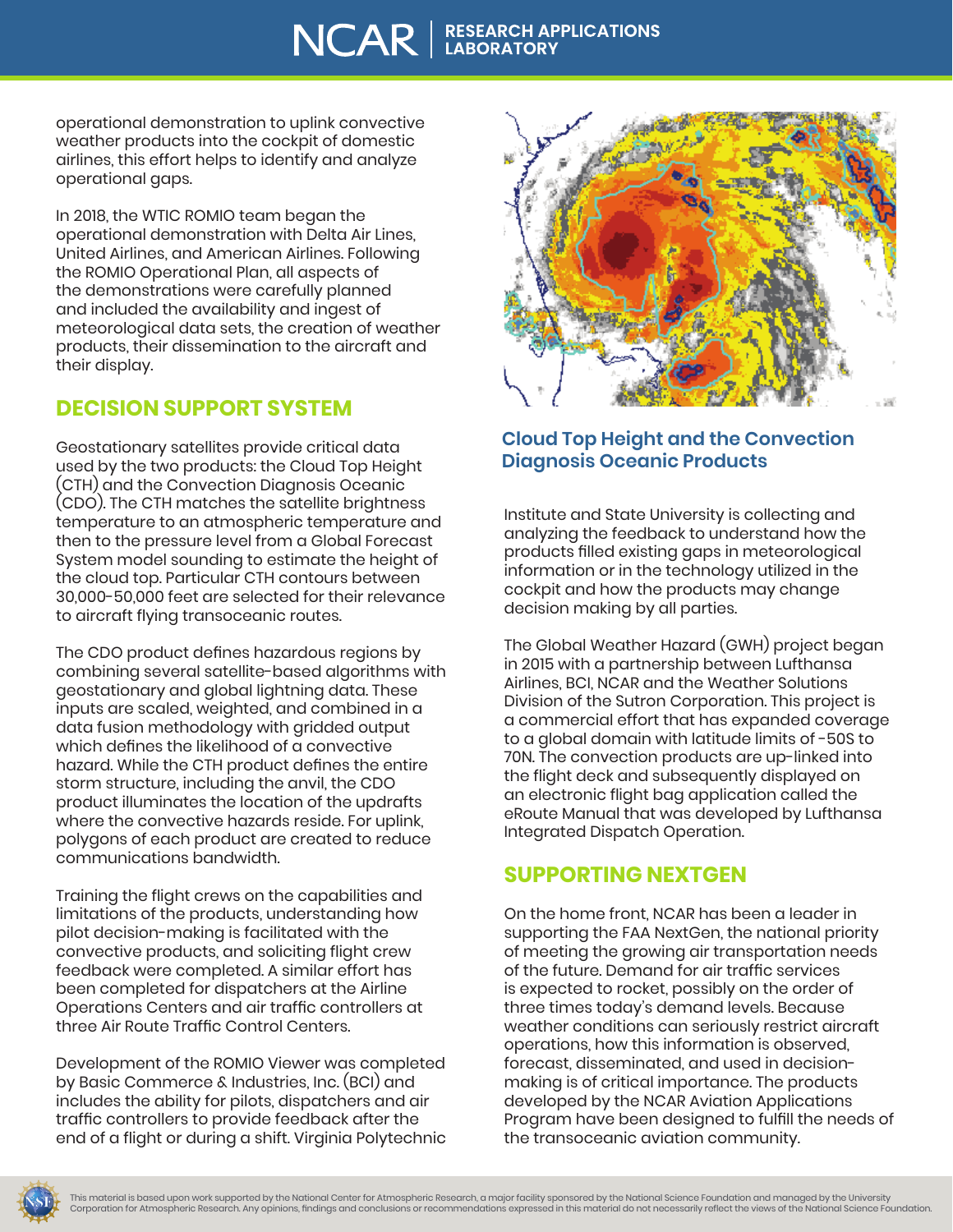operational demonstration to uplink convective weather products into the cockpit of domestic airlines, this effort helps to identify and analyze operational gaps.

In 2018, the WTIC ROMIO team began the operational demonstration with Delta Air Lines, United Airlines, and American Airlines. Following the ROMIO Operational Plan, all aspects of the demonstrations were carefully planned and included the availability and ingest of meteorological data sets, the creation of weather products, their dissemination to the aircraft and their display.

## DECISION SUPPORT SYSTEM

Geostationary satellites provide critical data used by the two products: the Cloud Top Height (CTH) and the Convection Diagnosis Oceanic (CDO). The CTH matches the satellite brightness temperature to an atmospheric temperature and then to the pressure level from a Global Forecast System model sounding to estimate the height of the cloud top. Particular CTH contours between 30,000-50,000 feet are selected for their relevance to aircraft flying transoceanic routes.

The CDO product defines hazardous regions by combining several satellite-based algorithms with geostationary and global lightning data. These inputs are scaled, weighted, and combined in a data fusion methodology with gridded output which defines the likelihood of a convective hazard. While the CTH product defines the entire storm structure, including the anvil, the CDO product illuminates the location of the updrafts where the convective hazards reside. For uplink, polygons of each product are created to reduce communications bandwidth.

Training the flight crews on the capabilities and limitations of the products, understanding how pilot decision-making is facilitated with the convective products, and soliciting flight crew feedback were completed. A similar effort has been completed for dispatchers at the Airline Operations Centers and air traffic controllers at three Air Route Traffic Control Centers.

Development of the ROMIO Viewer was completed by Basic Commerce & Industries, Inc. (BCI) and includes the ability for pilots, dispatchers and air traffic controllers to provide feedback after the end of a flight or during a shift. Virginia Polytechnic Institute and State University is collecting and analyzing the feedback to understand how the products filled existing gaps in meteorological information or in the technology utilized in the cockpit and how the products may change decision making by all parties.

**Cloud Top Height and the Convection Diagnosis Oceanic Products**

The Global Weather Hazard (GWH) project began in 2015 with a partnership between Lufthansa Airlines, BCI, NCAR and the Weather Solutions Division of the Sutron Corporation. This project is a commercial effort that has expanded coverage to a global domain with latitude limits of -50S to 70N. The convection products are up-linked into the flight deck and subsequently displayed on an electronic flight bag application called the eRoute Manual that was developed by Lufthansa Integrated Dispatch Operation.

## SUPPORTING NEXTGEN

On the home front, NCAR has been a leader in supporting the FAA NextGen, the national priority of meeting the growing air transportation needs of the future. Demand for air traffic services is expected to rocket, possibly on the order of three times today's demand levels. Because weather conditions can seriously restrict aircraft operations, how this information is observed, forecast, disseminated, and used in decision-making is of critical importance. The products developed by the NCAR Aviation Applications Program have been designed to fulfill the needs of the transoceanic aviation community.

This material is based upon work supported by the National Center for Atmospheric Research, a major facility sponsored by the National Science Foundation and managed by the University Corporation for Atmospheric Research. Any opinions, findings and conclusions or recommendations expressed in this material do not necessarily reflect the views of the National Science Foundation.